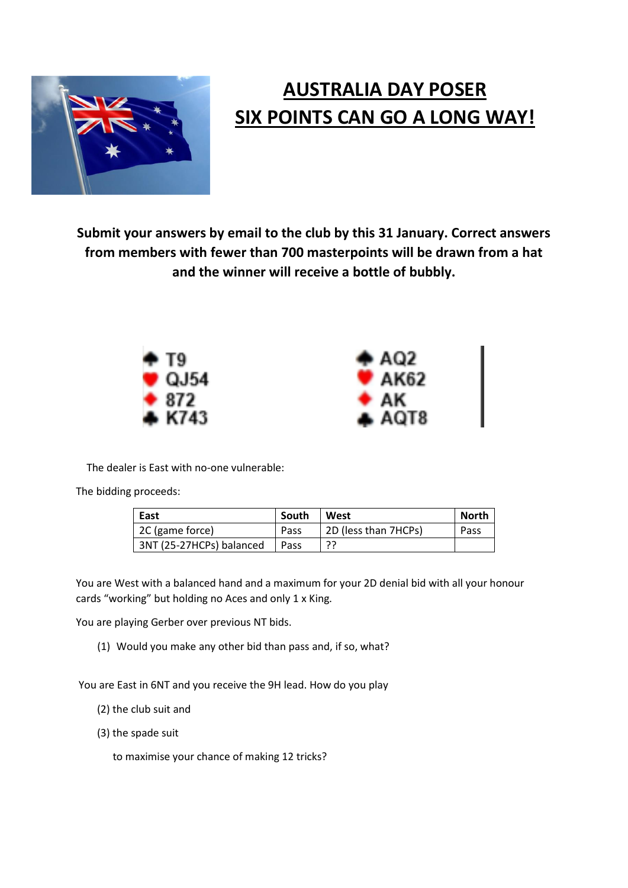# AUSTRALIA DAY POSER
# SIX POINTS CAN GO A LONG WAY!

**Submit your answers by email to the club by this 31 January. Correct answers from members with fewer than 700 masterpoints will be drawn from a hat and the winner will receive a bottle of bubbly.**

| West | East |
|---|---|
| ♠ T9 | ♠ AQ2 |
| ♥ QJ54 | ♥ AK62 |
| ♦ 872 | ♦ AK |
| ♣ K743 | ♣ AQT8 |

The dealer is East with no-one vulnerable:

The bidding proceeds:

| East | South | West | North |
|---|---|---|---|
| 2C (game force) | Pass | 2D (less than 7HCPs) | Pass |
| 3NT (25-27HCPs) balanced | Pass | ?? | |

You are West with a balanced hand and a maximum for your 2D denial bid with all your honour cards "working" but holding no Aces and only 1 x King.

You are playing Gerber over previous NT bids.

(1) Would you make any other bid than pass and, if so, what?

You are East in 6NT and you receive the 9H lead. How do you play

(2) the club suit and

(3) the spade suit

to maximise your chance of making 12 tricks?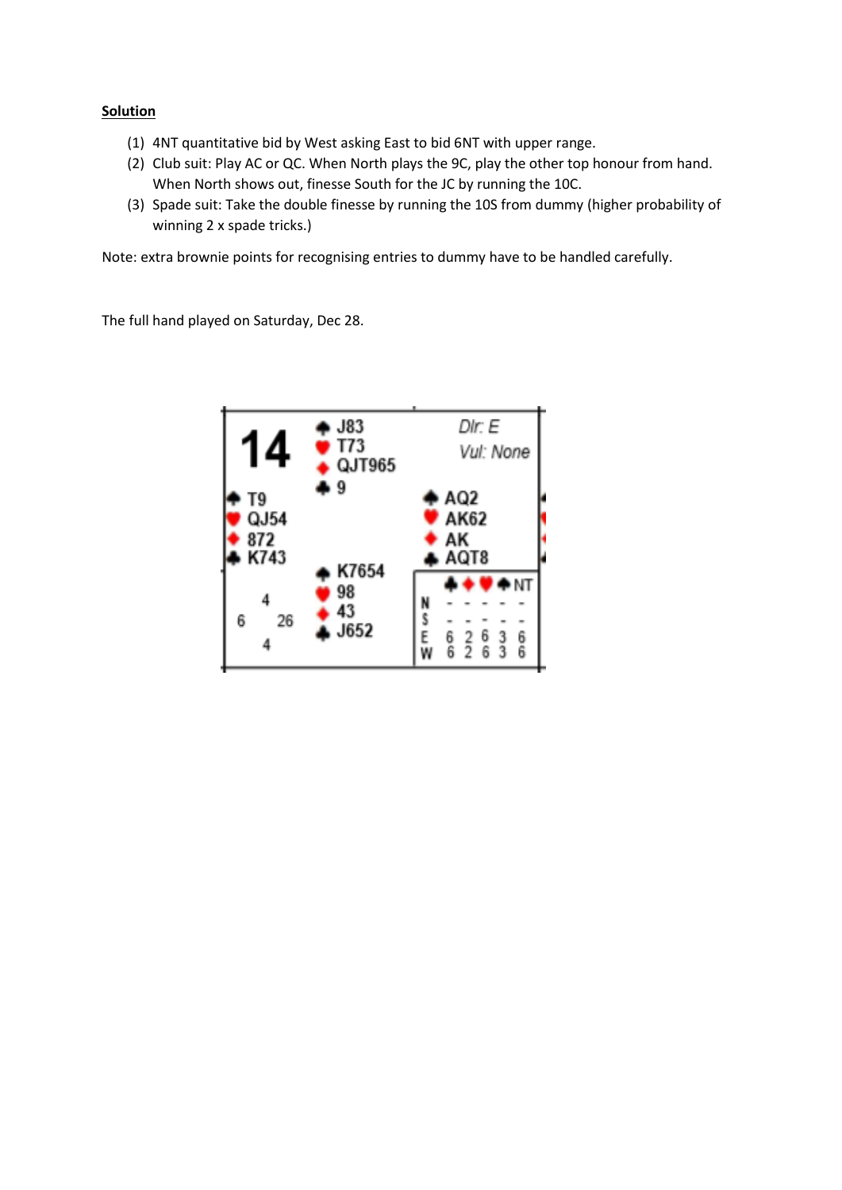**Solution**

1. 4NT quantitative bid by West asking East to bid 6NT with upper range.
2. Club suit: Play AC or QC. When North plays the 9C, play the other top honour from hand. When North shows out, finesse South for the JC by running the 10C.
3. Spade suit: Take the double finesse by running the 10S from dummy (higher probability of winning 2 x spade tricks.)

Note: extra brownie points for recognising entries to dummy have to be handled carefully.

The full hand played on Saturday, Dec 28.

**14**

Dlr: E
Vul: None

North:
♠ J83
♥ T73
♦ QJT965
♣ 9

West:
♠ T9
♥ QJ54
♦ 872
♣ K743

East:
♠ AQ2
♥ AK62
♦ AK
♣ AQT8

South:
♠ K7654
♥ 98
♦ 43
♣ J652

HCP:
4
6 26
4

| | ♣ | ♦ | ♥ | ♠ | NT |
|---|---|---|---|---|---|
| N | - | - | - | - | - |
| S | - | - | - | - | - |
| E | 6 | 2 | 6 | 3 | 6 |
| W | 6 | 2 | 6 | 3 | 6 |